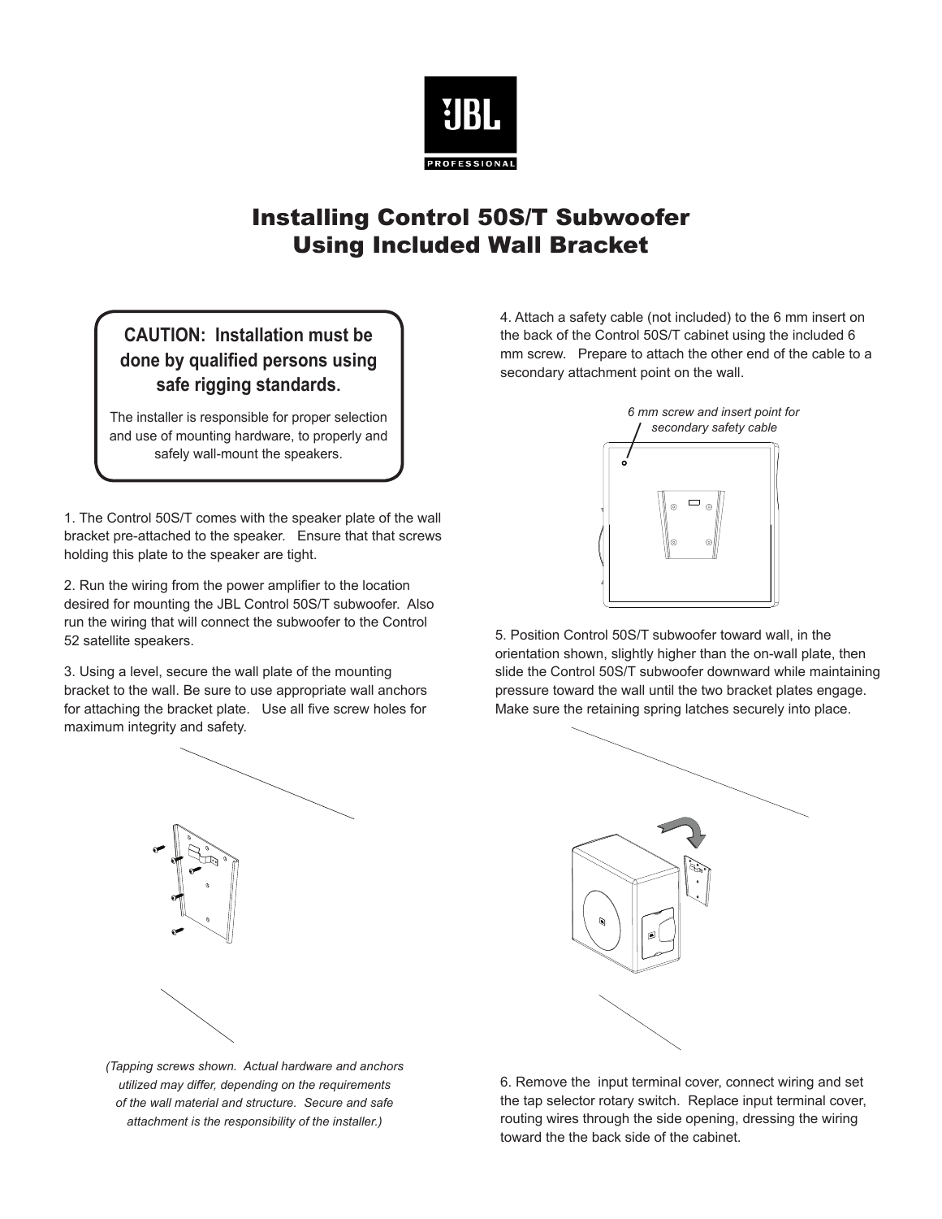# Installing Control 50S/T Subwoofer Using Included Wall Bracket

**CAUTION: Installation must be done by qualified persons using safe rigging standards.**

The installer is responsible for proper selection and use of mounting hardware, to properly and safely wall-mount the speakers.

1. The Control 50S/T comes with the speaker plate of the wall bracket pre-attached to the speaker. Ensure that that screws holding this plate to the speaker are tight.

2. Run the wiring from the power amplifier to the location desired for mounting the JBL Control 50S/T subwoofer. Also run the wiring that will connect the subwoofer to the Control 52 satellite speakers.

3. Using a level, secure the wall plate of the mounting bracket to the wall. Be sure to use appropriate wall anchors for attaching the bracket plate. Use all five screw holes for maximum integrity and safety.

*(Tapping screws shown. Actual hardware and anchors utilized may differ, depending on the requirements of the wall material and structure. Secure and safe attachment is the responsibility of the installer.)*

4. Attach a safety cable (not included) to the 6 mm insert on the back of the Control 50S/T cabinet using the included 6 mm screw. Prepare to attach the other end of the cable to a secondary attachment point on the wall.

*6 mm screw and insert point for secondary safety cable*

5. Position Control 50S/T subwoofer toward wall, in the orientation shown, slightly higher than the on-wall plate, then slide the Control 50S/T subwoofer downward while maintaining pressure toward the wall until the two bracket plates engage. Make sure the retaining spring latches securely into place.

6. Remove the input terminal cover, connect wiring and set the tap selector rotary switch. Replace input terminal cover, routing wires through the side opening, dressing the wiring toward the the back side of the cabinet.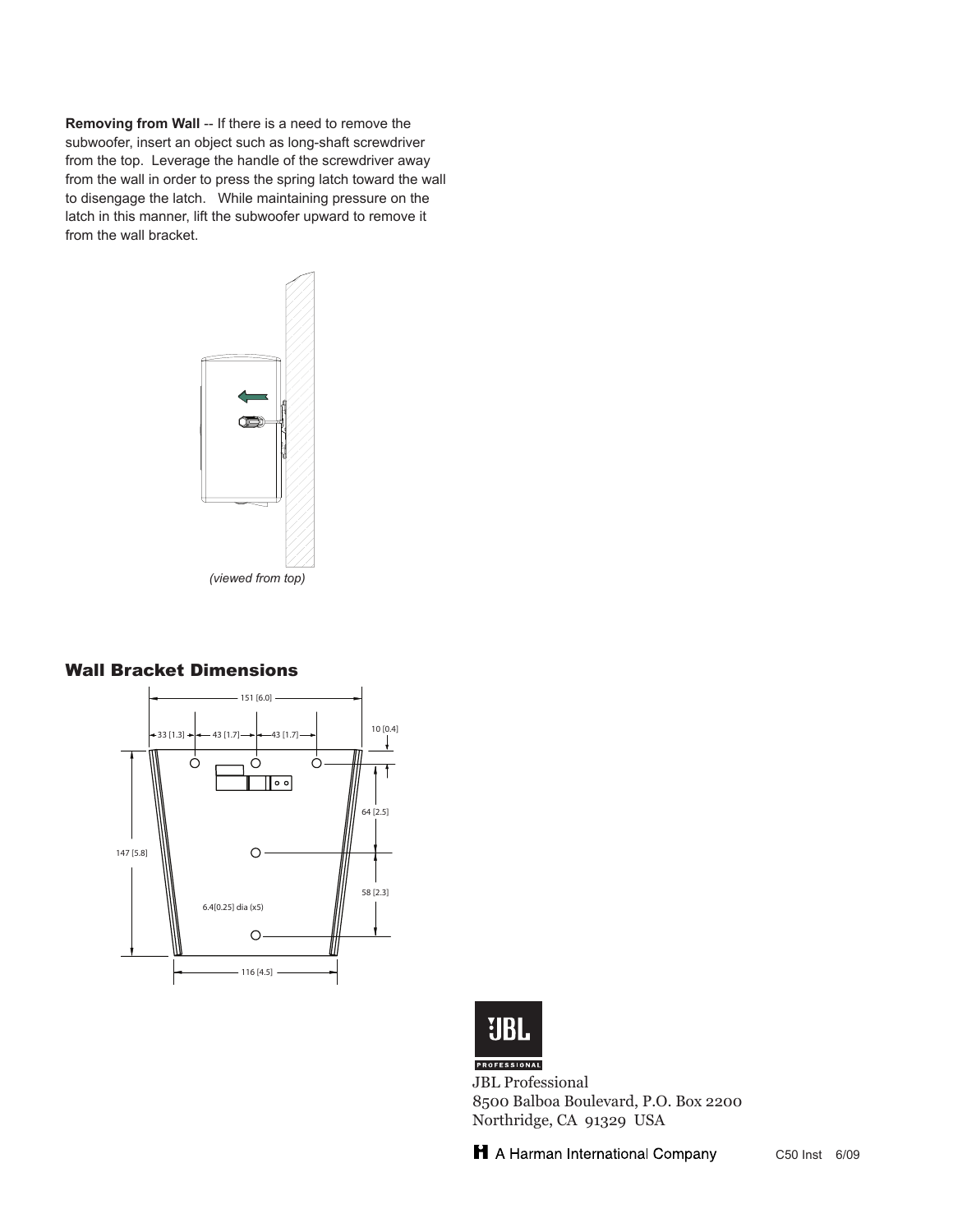**Removing from Wall** -- If there is a need to remove the subwoofer, insert an object such as long-shaft screwdriver from the top. Leverage the handle of the screwdriver away from the wall in order to press the spring latch toward the wall to disengage the latch. While maintaining pressure on the latch in this manner, lift the subwoofer upward to remove it from the wall bracket.

*(viewed from top)*

## Wall Bracket Dimensions

151 [6.0]

33 [1.3]

43 [1.7]

43 [1.7]

10 [0.4]

64 [2.5]

147 [5.8]

58 [2.3]

6.4[0.25] dia (x5)

116 [4.5]

JBL Professional
8500 Balboa Boulevard, P.O. Box 2200
Northridge, CA 91329 USA

A Harman International Company

C50 Inst 6/09